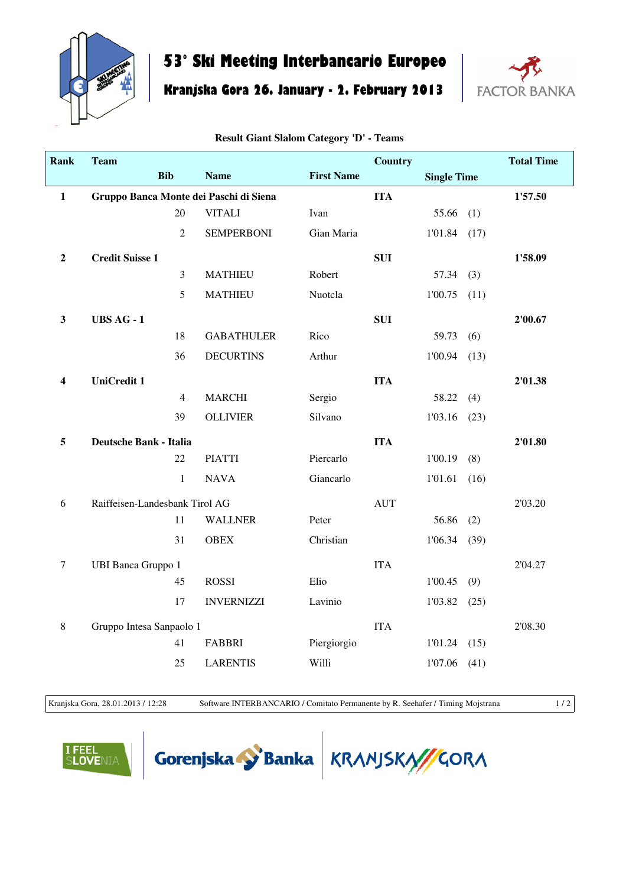# 53° Ski Meeting Interbancario Europeo

## Kranjska Gora 26. January - 2. February 2013

FACTOR BANKA

### Result Giant Slalom Category 'D' - Teams

| Rank | Team | | | Country | | Total Time |
|---|---|---|---|---|---|---|
| | Bib | Name | First Name | | Single Time | |
| **1** | **Gruppo Banca Monte dei Paschi di Siena** | | | **ITA** | | **1'57.50** |
| | 20 | VITALI | Ivan | | 55.66 (1) | |
| | 2 | SEMPERBONI | Gian Maria | | 1'01.84 (17) | |
| **2** | **Credit Suisse 1** | | | **SUI** | | **1'58.09** |
| | 3 | MATHIEU | Robert | | 57.34 (3) | |
| | 5 | MATHIEU | Nuotcla | | 1'00.75 (11) | |
| **3** | **UBS AG - 1** | | | **SUI** | | **2'00.67** |
| | 18 | GABATHULER | Rico | | 59.73 (6) | |
| | 36 | DECURTINS | Arthur | | 1'00.94 (13) | |
| **4** | **UniCredit 1** | | | **ITA** | | **2'01.38** |
| | 4 | MARCHI | Sergio | | 58.22 (4) | |
| | 39 | OLLIVIER | Silvano | | 1'03.16 (23) | |
| **5** | **Deutsche Bank - Italia** | | | **ITA** | | **2'01.80** |
| | 22 | PIATTI | Piercarlo | | 1'00.19 (8) | |
| | 1 | NAVA | Giancarlo | | 1'01.61 (16) | |
| 6 | Raiffeisen-Landesbank Tirol AG | | | AUT | | 2'03.20 |
| | 11 | WALLNER | Peter | | 56.86 (2) | |
| | 31 | OBEX | Christian | | 1'06.34 (39) | |
| 7 | UBI Banca Gruppo 1 | | | ITA | | 2'04.27 |
| | 45 | ROSSI | Elio | | 1'00.45 (9) | |
| | 17 | INVERNIZZI | Lavinio | | 1'03.82 (25) | |
| 8 | Gruppo Intesa Sanpaolo 1 | | | ITA | | 2'08.30 |
| | 41 | FABBRI | Piergiorgio | | 1'01.24 (15) | |
| | 25 | LARENTIS | Willi | | 1'07.06 (41) | |

Kranjska Gora, 28.01.2013 / 12:28 — Software INTERBANCARIO / Comitato Permanente by R. Seehafer / Timing Mojstrana

I FEEL SLOVENIA — Gorenjska Banka — KRANJSKA GORA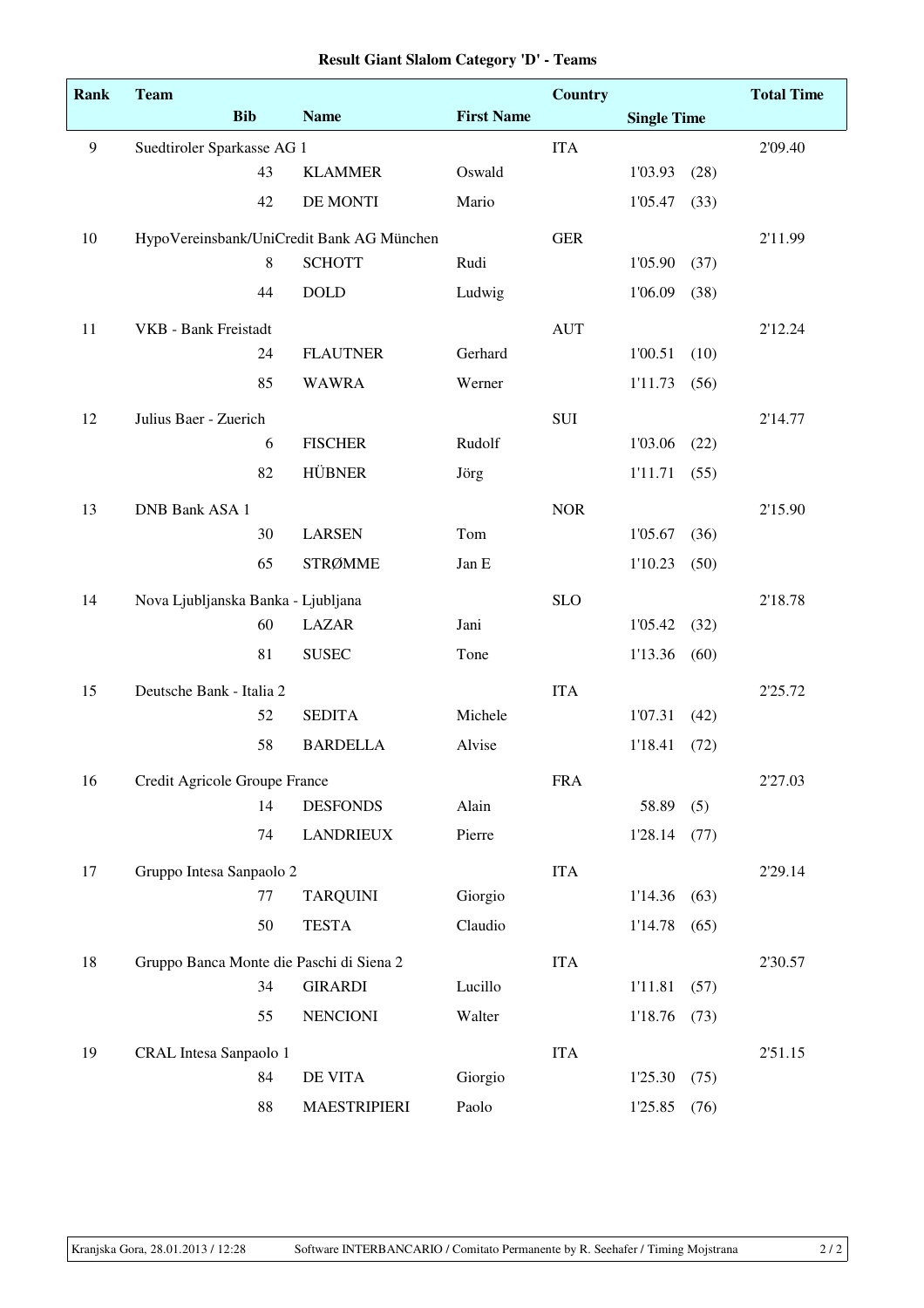# Result Giant Slalom Category 'D' - Teams

| Rank | Team | | | Country | | | Total Time |
|---|---|---|---|---|---|---|---|
| | Bib | Name | First Name | | Single Time | | |
| 9 | Suedtiroler Sparkasse AG 1 | | | ITA | | | 2'09.40 |
| | 43 | KLAMMER | Oswald | | 1'03.93 | (28) | |
| | 42 | DE MONTI | Mario | | 1'05.47 | (33) | |
| 10 | HypoVereinsbank/UniCredit Bank AG München | | | GER | | | 2'11.99 |
| | 8 | SCHOTT | Rudi | | 1'05.90 | (37) | |
| | 44 | DOLD | Ludwig | | 1'06.09 | (38) | |
| 11 | VKB - Bank Freistadt | | | AUT | | | 2'12.24 |
| | 24 | FLAUTNER | Gerhard | | 1'00.51 | (10) | |
| | 85 | WAWRA | Werner | | 1'11.73 | (56) | |
| 12 | Julius Baer - Zuerich | | | SUI | | | 2'14.77 |
| | 6 | FISCHER | Rudolf | | 1'03.06 | (22) | |
| | 82 | HÜBNER | Jörg | | 1'11.71 | (55) | |
| 13 | DNB Bank ASA 1 | | | NOR | | | 2'15.90 |
| | 30 | LARSEN | Tom | | 1'05.67 | (36) | |
| | 65 | STRØMME | Jan E | | 1'10.23 | (50) | |
| 14 | Nova Ljubljanska Banka - Ljubljana | | | SLO | | | 2'18.78 |
| | 60 | LAZAR | Jani | | 1'05.42 | (32) | |
| | 81 | SUSEC | Tone | | 1'13.36 | (60) | |
| 15 | Deutsche Bank - Italia 2 | | | ITA | | | 2'25.72 |
| | 52 | SEDITA | Michele | | 1'07.31 | (42) | |
| | 58 | BARDELLA | Alvise | | 1'18.41 | (72) | |
| 16 | Credit Agricole Groupe France | | | FRA | | | 2'27.03 |
| | 14 | DESFONDS | Alain | | 58.89 | (5) | |
| | 74 | LANDRIEUX | Pierre | | 1'28.14 | (77) | |
| 17 | Gruppo Intesa Sanpaolo 2 | | | ITA | | | 2'29.14 |
| | 77 | TARQUINI | Giorgio | | 1'14.36 | (63) | |
| | 50 | TESTA | Claudio | | 1'14.78 | (65) | |
| 18 | Gruppo Banca Monte die Paschi di Siena 2 | | | ITA | | | 2'30.57 |
| | 34 | GIRARDI | Lucillo | | 1'11.81 | (57) | |
| | 55 | NENCIONI | Walter | | 1'18.76 | (73) | |
| 19 | CRAL Intesa Sanpaolo 1 | | | ITA | | | 2'51.15 |
| | 84 | DE VITA | Giorgio | | 1'25.30 | (75) | |
| | 88 | MAESTRIPIERI | Paolo | | 1'25.85 | (76) | |

Kranjska Gora, 28.01.2013 / 12:28 Software INTERBANCARIO / Comitato Permanente by R. Seehafer / Timing Mojstrana